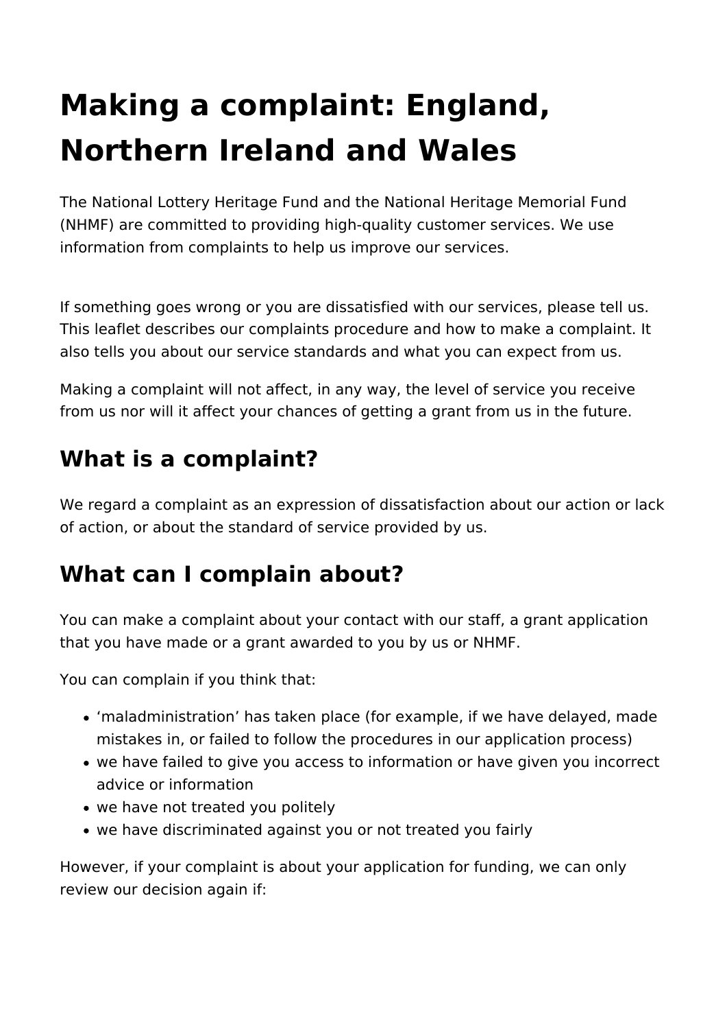# Making a complaint: England, Northern Ireland and Wales

The National Lottery Heritage Fund and the National Heritage Memorial Fund (NHMF) are committed to providing high-quality customer services. We use information from complaints to help us improve our services.

If something goes wrong or you are dissatisfied with our services, please tell us. This leaflet describes our complaints procedure and how to make a complaint. It also tells you about our service standards and what you can expect from us.

Making a complaint will not affect, in any way, the level of service you receive from us nor will it affect your chances of getting a grant from us in the future.

## What is a complaint?

We regard a complaint as an expression of dissatisfaction about our action or lack of action, or about the standard of service provided by us.

## What can I complain about?

You can make a complaint about your contact with our staff, a grant application that you have made or a grant awarded to you by us or NHMF.

You can complain if you think that:

- 'maladministration' has taken place (for example, if we have delayed, made mistakes in, or failed to follow the procedures in our application process)
- we have failed to give you access to information or have given you incorrect advice or information
- we have not treated you politely
- we have discriminated against you or not treated you fairly

However, if your complaint is about your application for funding, we can only review our decision again if: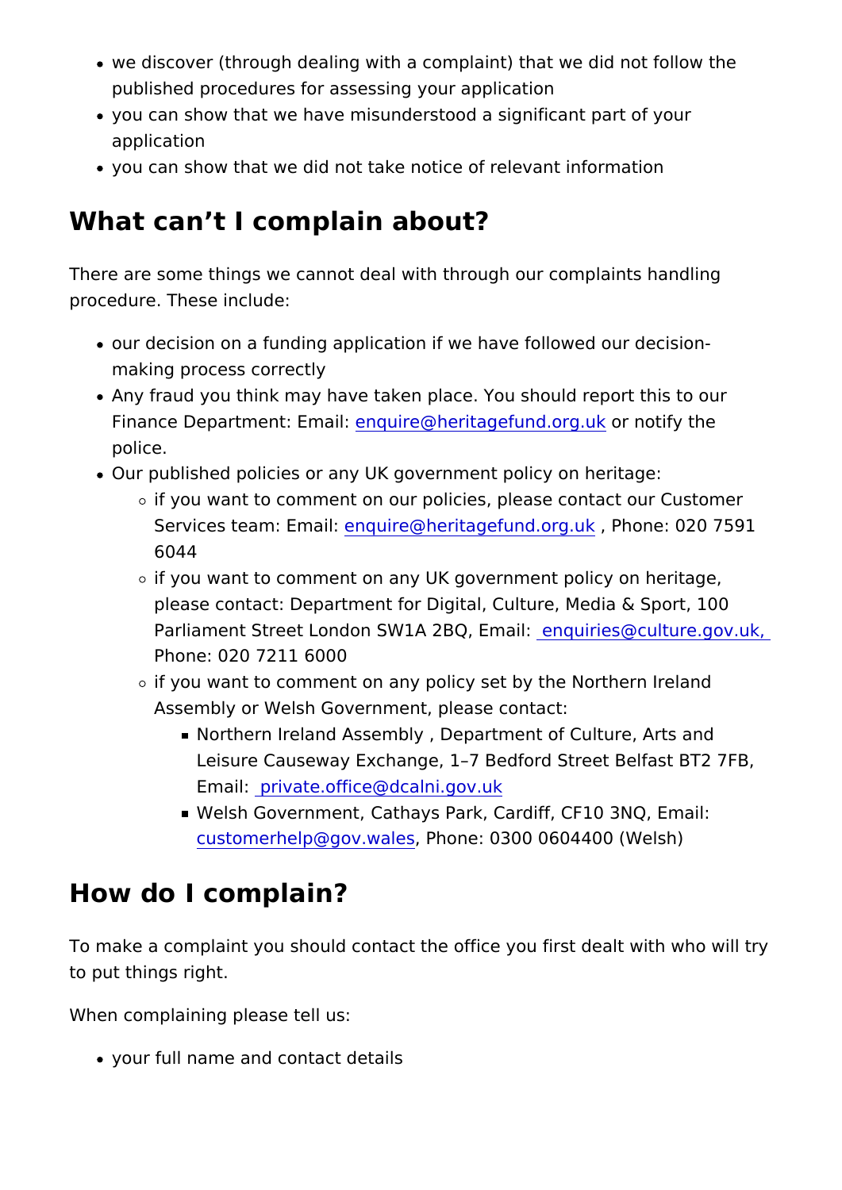- we discover (through dealing with a complaint) that we did not follow the published procedures for assessing your application
- you can show that we have misunderstood a significant part of your application
- you can show that we did not take notice of relevant information

## What can't I complain about?

There are some things we cannot deal with through our complaints handling procedure. These include:

- our decision on a funding application if we have followed our decision-making process correctly
- Any fraud you think may have taken place. You should report this to our Finance Department: Email: enquire@heritagefund.org.uk or notify the police.
- Our published policies or any UK government policy on heritage:
  - if you want to comment on our policies, please contact our Customer Services team: Email: enquire@heritagefund.org.uk , Phone: 020 7591 6044
  - if you want to comment on any UK government policy on heritage, please contact: Department for Digital, Culture, Media & Sport, 100 Parliament Street London SW1A 2BQ, Email: enquiries@culture.gov.uk, Phone: 020 7211 6000
  - if you want to comment on any policy set by the Northern Ireland Assembly or Welsh Government, please contact:
    - Northern Ireland Assembly , Department of Culture, Arts and Leisure Causeway Exchange, 1–7 Bedford Street Belfast BT2 7FB, Email: private.office@dcalni.gov.uk
    - Welsh Government, Cathays Park, Cardiff, CF10 3NQ, Email: customerhelp@gov.wales, Phone: 0300 0604400 (Welsh)

## How do I complain?

To make a complaint you should contact the office you first dealt with who will try to put things right.

When complaining please tell us:

- your full name and contact details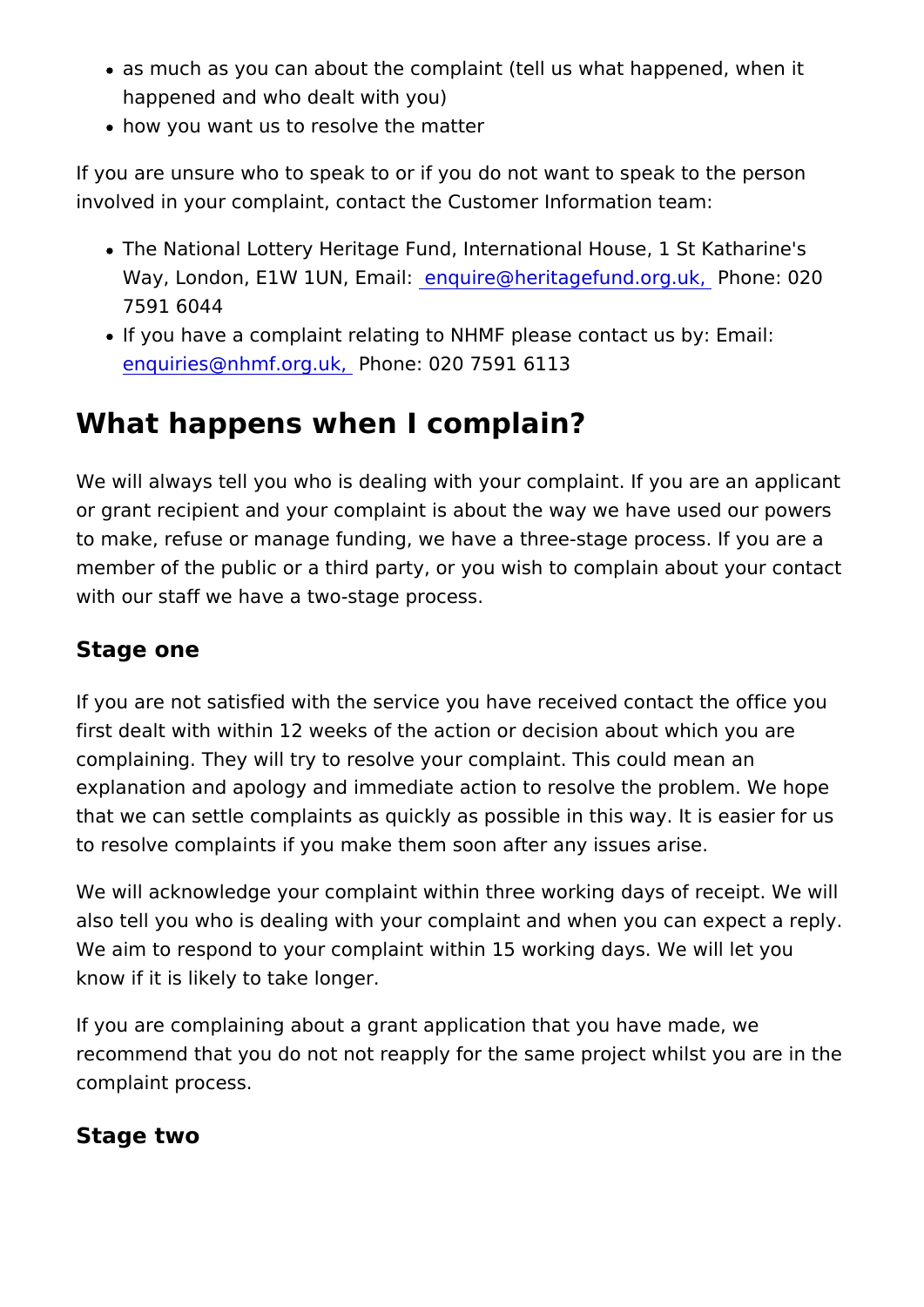- as much as you can about the complaint (tell us what happened, when it happened and who dealt with you)
- how you want us to resolve the matter

If you are unsure who to speak to or if you do not want to speak to the person involved in your complaint, contact the Customer Information team:

- The National Lottery Heritage Fund, International House, 1 St Katharine's Way, London, E1W 1UN, Email: enquire@heritagefund.org.uk, Phone: 020 7591 6044
- If you have a complaint relating to NHMF please contact us by: Email: enquiries@nhmf.org.uk, Phone: 020 7591 6113

## What happens when I complain?

We will always tell you who is dealing with your complaint. If you are an applicant or grant recipient and your complaint is about the way we have used our powers to make, refuse or manage funding, we have a three-stage process. If you are a member of the public or a third party, or you wish to complain about your contact with our staff we have a two-stage process.

### Stage one

If you are not satisfied with the service you have received contact the office you first dealt with within 12 weeks of the action or decision about which you are complaining. They will try to resolve your complaint. This could mean an explanation and apology and immediate action to resolve the problem. We hope that we can settle complaints as quickly as possible in this way. It is easier for us to resolve complaints if you make them soon after any issues arise.

We will acknowledge your complaint within three working days of receipt. We will also tell you who is dealing with your complaint and when you can expect a reply. We aim to respond to your complaint within 15 working days. We will let you know if it is likely to take longer.

If you are complaining about a grant application that you have made, we recommend that you do not not reapply for the same project whilst you are in the complaint process.

### Stage two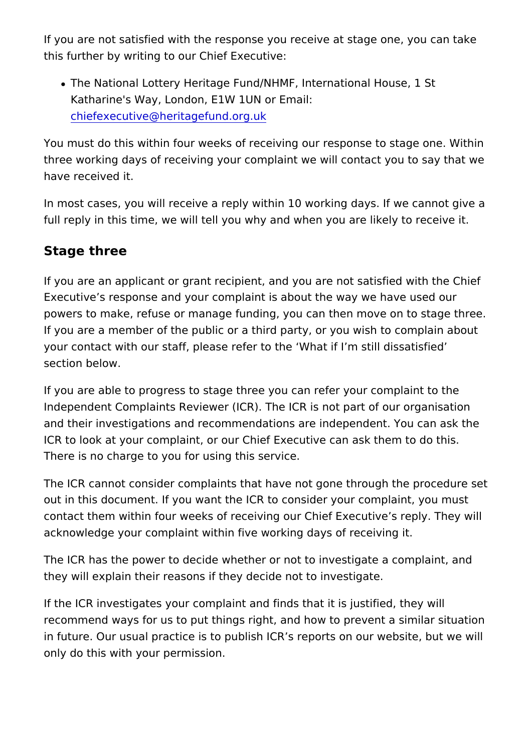If you are not satisfied with the response you receive at stage one, you can take this further by writing to our Chief Executive:

- The National Lottery Heritage Fund/NHMF, International House, 1 St Katharine's Way, London, E1W 1UN or Email: [chiefexecutive@heritagefund.org.uk](mailto:chiefexecutive@heritagefund.org.uk)

You must do this within four weeks of receiving our response to stage one. Within three working days of receiving your complaint we will contact you to say that we have received it.

In most cases, you will receive a reply within 10 working days. If we cannot give a full reply in this time, we will tell you why and when you are likely to receive it.

## Stage three

If you are an applicant or grant recipient, and you are not satisfied with the Chief Executive's response and your complaint is about the way we have used our powers to make, refuse or manage funding, you can then move on to stage three. If you are a member of the public or a third party, or you wish to complain about your contact with our staff, please refer to the 'What if I'm still dissatisfied' section below.

If you are able to progress to stage three you can refer your complaint to the Independent Complaints Reviewer (ICR). The ICR is not part of our organisation and their investigations and recommendations are independent. You can ask the ICR to look at your complaint, or our Chief Executive can ask them to do this. There is no charge to you for using this service.

The ICR cannot consider complaints that have not gone through the procedure set out in this document. If you want the ICR to consider your complaint, you must contact them within four weeks of receiving our Chief Executive's reply. They will acknowledge your complaint within five working days of receiving it.

The ICR has the power to decide whether or not to investigate a complaint, and they will explain their reasons if they decide not to investigate.

If the ICR investigates your complaint and finds that it is justified, they will recommend ways for us to put things right, and how to prevent a similar situation in future. Our usual practice is to publish ICR's reports on our website, but we will only do this with your permission.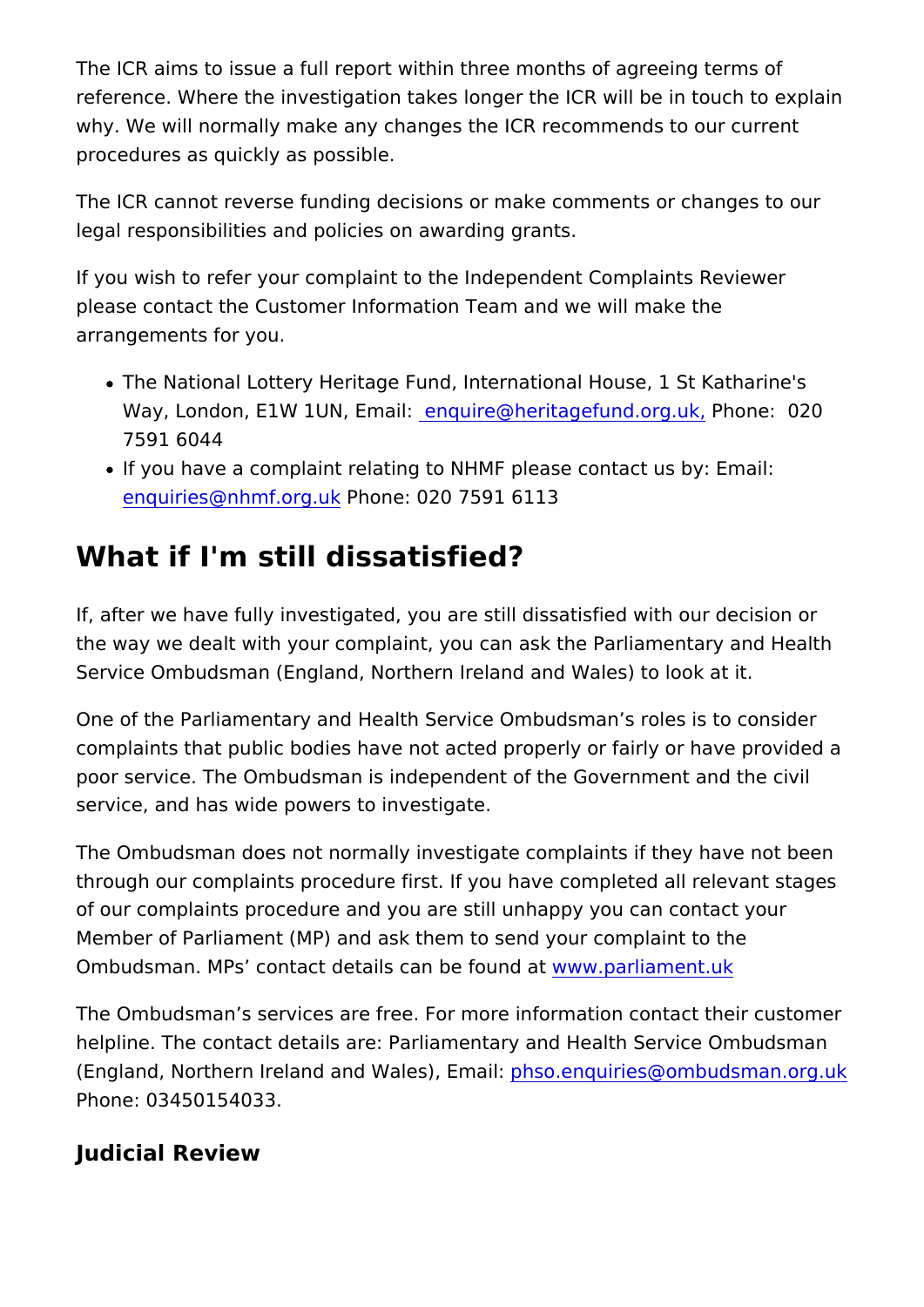The ICR aims to issue a full report within three months of agreeing terms of reference. Where the investigation takes longer the ICR will be in touch to explain why. We will normally make any changes the ICR recommends to our current procedures as quickly as possible.

The ICR cannot reverse funding decisions or make comments or changes to our legal responsibilities and policies on awarding grants.

If you wish to refer your complaint to the Independent Complaints Reviewer please contact the Customer Information Team and we will make the arrangements for you.

- The National Lottery Heritage Fund, International House, 1 St Katharine's Way, London, E1W 1UN, Email: enquire@heritagefund.org.uk, Phone: 020 7591 6044
- If you have a complaint relating to NHMF please contact us by: Email: enquiries@nhmf.org.uk Phone: 020 7591 6113

## What if I'm still dissatisfied?

If, after we have fully investigated, you are still dissatisfied with our decision or the way we dealt with your complaint, you can ask the Parliamentary and Health Service Ombudsman (England, Northern Ireland and Wales) to look at it.

One of the Parliamentary and Health Service Ombudsman's roles is to consider complaints that public bodies have not acted properly or fairly or have provided a poor service. The Ombudsman is independent of the Government and the civil service, and has wide powers to investigate.

The Ombudsman does not normally investigate complaints if they have not been through our complaints procedure first. If you have completed all relevant stages of our complaints procedure and you are still unhappy you can contact your Member of Parliament (MP) and ask them to send your complaint to the Ombudsman. MPs' contact details can be found at www.parliament.uk

The Ombudsman's services are free. For more information contact their customer helpline. The contact details are: Parliamentary and Health Service Ombudsman (England, Northern Ireland and Wales), Email: phso.enquiries@ombudsman.org.uk Phone: 03450154033.

### Judicial Review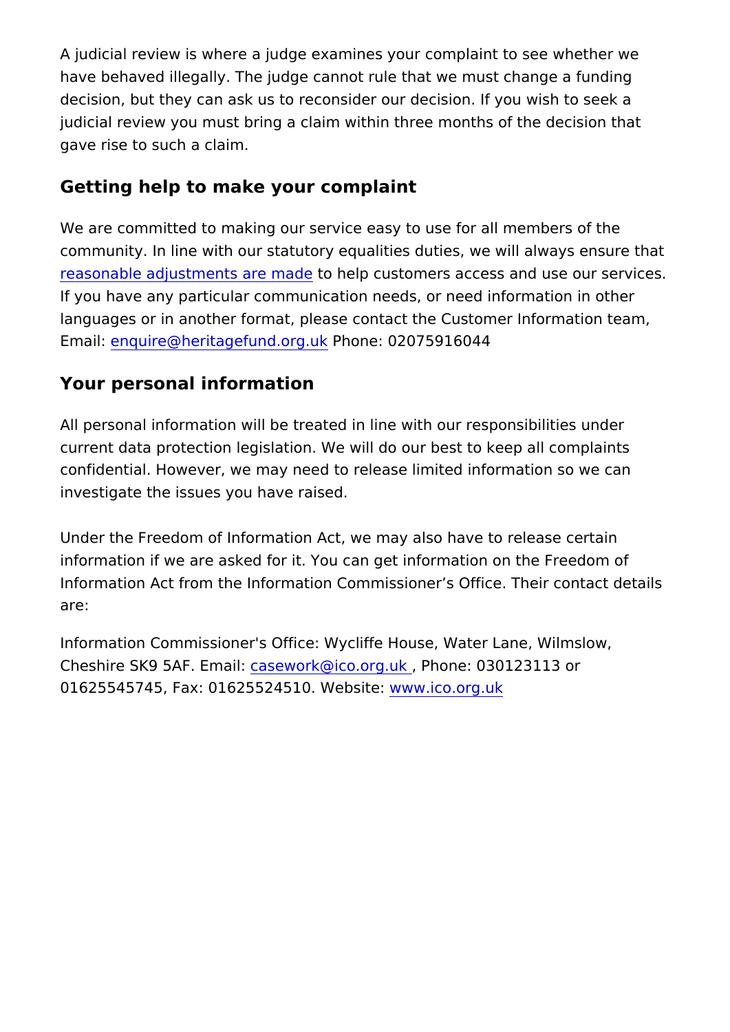A judicial review is where a judge examines your complaint to see whether we have behaved illegally. The judge cannot rule that we must change a funding decision, but they can ask us to reconsider our decision. If you wish to seek a judicial review you must bring a claim within three months of the decision that gave rise to such a claim.

## Getting help to make your complaint

We are committed to making our service easy to use for all members of the community. In line with our statutory equalities duties, we will always ensure that reasonable adjustments are made to help customers access and use our services. If you have any particular communication needs, or need information in other languages or in another format, please contact the Customer Information team, Email: enquire@heritagefund.org.uk Phone: 02075916044

## Your personal information

All personal information will be treated in line with our responsibilities under current data protection legislation. We will do our best to keep all complaints confidential. However, we may need to release limited information so we can investigate the issues you have raised.

Under the Freedom of Information Act, we may also have to release certain information if we are asked for it. You can get information on the Freedom of Information Act from the Information Commissioner's Office. Their contact details are:

Information Commissioner's Office: Wycliffe House, Water Lane, Wilmslow, Cheshire SK9 5AF. Email: casework@ico.org.uk , Phone: 030123113 or 01625545745, Fax: 01625524510. Website: www.ico.org.uk